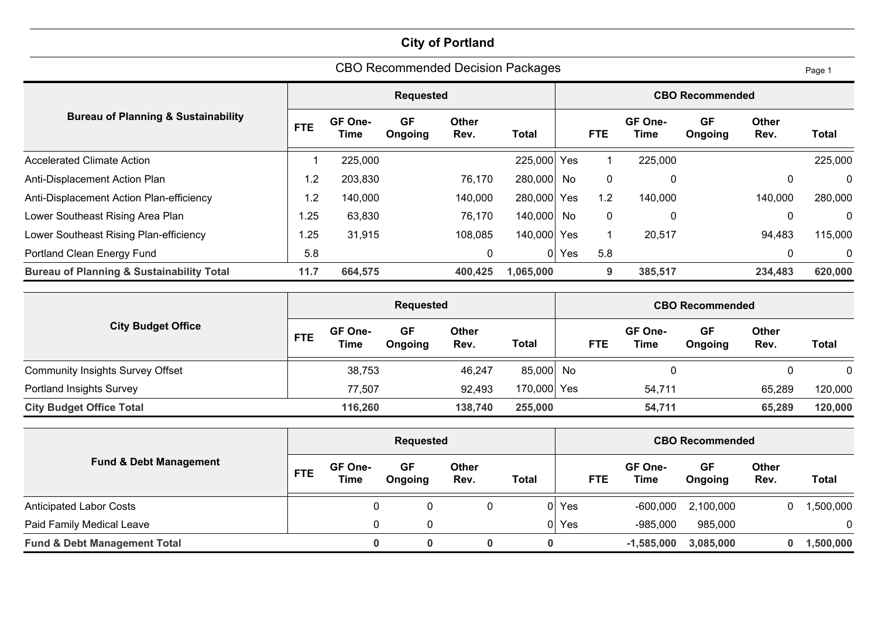# City of Portland

## CBO Recommended Decision Packages

| Bureau of Planning & Sustainability | Requested | | | | | | CBO Recommended | | | | |
|---|---|---|---|---|---|---|---|---|---|---|---|
| | FTE | GF One-Time | GF Ongoing | Other Rev. | Total | | FTE | GF One-Time | GF Ongoing | Other Rev. | Total |
| Accelerated Climate Action | 1 | 225,000 | | | 225,000 | Yes | 1 | 225,000 | | | 225,000 |
| Anti-Displacement Action Plan | 1.2 | 203,830 | | 76,170 | 280,000 | No | 0 | 0 | | 0 | 0 |
| Anti-Displacement Action Plan-efficiency | 1.2 | 140,000 | | 140,000 | 280,000 | Yes | 1.2 | 140,000 | | 140,000 | 280,000 |
| Lower Southeast Rising Area Plan | 1.25 | 63,830 | | 76,170 | 140,000 | No | 0 | 0 | | 0 | 0 |
| Lower Southeast Rising Plan-efficiency | 1.25 | 31,915 | | 108,085 | 140,000 | Yes | 1 | 20,517 | | 94,483 | 115,000 |
| Portland Clean Energy Fund | 5.8 | | | 0 | 0 | Yes | 5.8 | | | 0 | 0 |
| **Bureau of Planning & Sustainability Total** | **11.7** | **664,575** | | **400,425** | **1,065,000** | | **9** | **385,517** | | **234,483** | **620,000** |

| City Budget Office | Requested | | | | | | CBO Recommended | | | | |
|---|---|---|---|---|---|---|---|---|---|---|---|
| | FTE | GF One-Time | GF Ongoing | Other Rev. | Total | | FTE | GF One-Time | GF Ongoing | Other Rev. | Total |
| Community Insights Survey Offset | | 38,753 | | 46,247 | 85,000 | No | | 0 | | 0 | 0 |
| Portland Insights Survey | | 77,507 | | 92,493 | 170,000 | Yes | | 54,711 | | 65,289 | 120,000 |
| **City Budget Office Total** | | **116,260** | | **138,740** | **255,000** | | | **54,711** | | **65,289** | **120,000** |

| Fund & Debt Management | Requested | | | | | | CBO Recommended | | | | |
|---|---|---|---|---|---|---|---|---|---|---|---|
| | FTE | GF One-Time | GF Ongoing | Other Rev. | Total | | FTE | GF One-Time | GF Ongoing | Other Rev. | Total |
| Anticipated Labor Costs | | 0 | 0 | 0 | 0 | Yes | | -600,000 | 2,100,000 | 0 | 1,500,000 |
| Paid Family Medical Leave | | 0 | 0 | | 0 | Yes | | -985,000 | 985,000 | | 0 |
| **Fund & Debt Management Total** | | **0** | **0** | **0** | **0** | | | **-1,585,000** | **3,085,000** | **0** | **1,500,000** |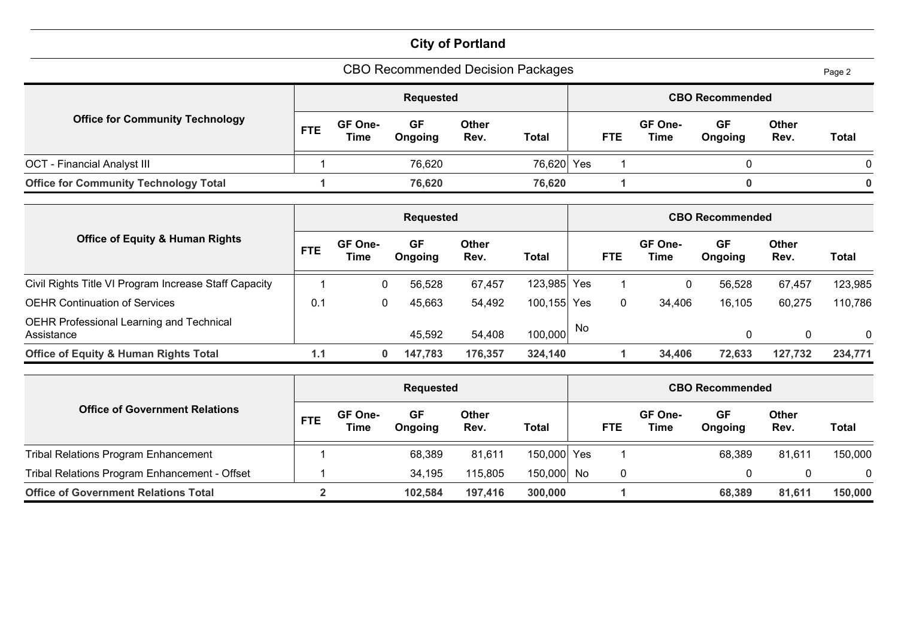# City of Portland

## CBO Recommended Decision Packages

| Office for Community Technology | Requested | | | | | | CBO Recommended | | | | |
|---|---|---|---|---|---|---|---|---|---|---|---|
| | FTE | GF One-Time | GF Ongoing | Other Rev. | Total | | FTE | GF One-Time | GF Ongoing | Other Rev. | Total |
| OCT - Financial Analyst III | 1 | | 76,620 | | 76,620 | Yes | 1 | | 0 | | 0 |
| **Office for Community Technology Total** | **1** | | **76,620** | | **76,620** | | **1** | | **0** | | **0** |

| Office of Equity & Human Rights | Requested | | | | | | CBO Recommended | | | | |
|---|---|---|---|---|---|---|---|---|---|---|---|
| | FTE | GF One-Time | GF Ongoing | Other Rev. | Total | | FTE | GF One-Time | GF Ongoing | Other Rev. | Total |
| Civil Rights Title VI Program Increase Staff Capacity | 1 | 0 | 56,528 | 67,457 | 123,985 | Yes | 1 | 0 | 56,528 | 67,457 | 123,985 |
| OEHR Continuation of Services | 0.1 | 0 | 45,663 | 54,492 | 100,155 | Yes | 0 | 34,406 | 16,105 | 60,275 | 110,786 |
| OEHR Professional Learning and Technical Assistance | | | 45,592 | 54,408 | 100,000 | No | | | 0 | 0 | 0 |
| **Office of Equity & Human Rights Total** | **1.1** | **0** | **147,783** | **176,357** | **324,140** | | **1** | **34,406** | **72,633** | **127,732** | **234,771** |

| Office of Government Relations | Requested | | | | | | CBO Recommended | | | | |
|---|---|---|---|---|---|---|---|---|---|---|---|
| | FTE | GF One-Time | GF Ongoing | Other Rev. | Total | | FTE | GF One-Time | GF Ongoing | Other Rev. | Total |
| Tribal Relations Program Enhancement | 1 | | 68,389 | 81,611 | 150,000 | Yes | 1 | | 68,389 | 81,611 | 150,000 |
| Tribal Relations Program Enhancement - Offset | 1 | | 34,195 | 115,805 | 150,000 | No | 0 | | 0 | 0 | 0 |
| **Office of Government Relations Total** | **2** | | **102,584** | **197,416** | **300,000** | | **1** | | **68,389** | **81,611** | **150,000** |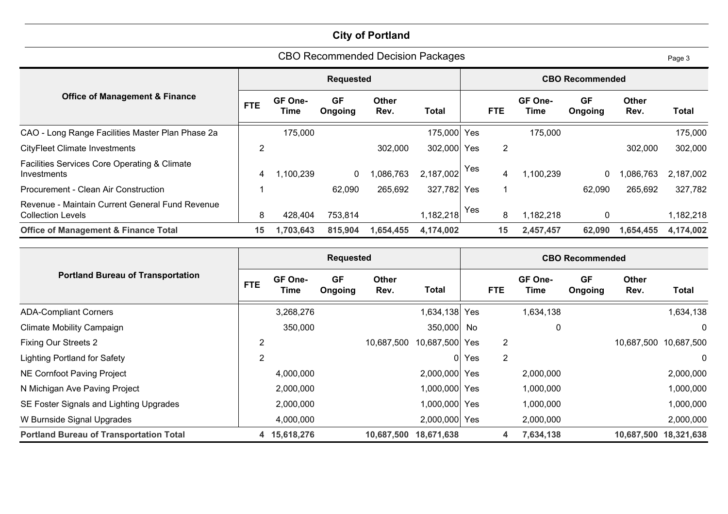# City of Portland

## CBO Recommended Decision Packages

| Office of Management & Finance | Requested | | | | | | CBO Recommended | | | | |
|---|---|---|---|---|---|---|---|---|---|---|---|
| | FTE | GF One-Time | GF Ongoing | Other Rev. | Total | | FTE | GF One-Time | GF Ongoing | Other Rev. | Total |
| CAO - Long Range Facilities Master Plan Phase 2a | | 175,000 | | | 175,000 | Yes | | 175,000 | | | 175,000 |
| CityFleet Climate Investments | 2 | | | 302,000 | 302,000 | Yes | 2 | | | 302,000 | 302,000 |
| Facilities Services Core Operating & Climate Investments | 4 | 1,100,239 | 0 | 1,086,763 | 2,187,002 | Yes | 4 | 1,100,239 | 0 | 1,086,763 | 2,187,002 |
| Procurement - Clean Air Construction | 1 | | 62,090 | 265,692 | 327,782 | Yes | 1 | | 62,090 | 265,692 | 327,782 |
| Revenue - Maintain Current General Fund Revenue Collection Levels | 8 | 428,404 | 753,814 | | 1,182,218 | Yes | 8 | 1,182,218 | 0 | | 1,182,218 |
| **Office of Management & Finance Total** | **15** | **1,703,643** | **815,904** | **1,654,455** | **4,174,002** | | **15** | **2,457,457** | **62,090** | **1,654,455** | **4,174,002** |

| Portland Bureau of Transportation | Requested | | | | | | CBO Recommended | | | | |
|---|---|---|---|---|---|---|---|---|---|---|---|
| | FTE | GF One-Time | GF Ongoing | Other Rev. | Total | | FTE | GF One-Time | GF Ongoing | Other Rev. | Total |
| ADA-Compliant Corners | | 3,268,276 | | | 1,634,138 | Yes | | 1,634,138 | | | 1,634,138 |
| Climate Mobility Campaign | | 350,000 | | | 350,000 | No | | 0 | | | 0 |
| Fixing Our Streets 2 | 2 | | | 10,687,500 | 10,687,500 | Yes | 2 | | | 10,687,500 | 10,687,500 |
| Lighting Portland for Safety | 2 | | | | 0 | Yes | 2 | | | | 0 |
| NE Cornfoot Paving Project | | 4,000,000 | | | 2,000,000 | Yes | | 2,000,000 | | | 2,000,000 |
| N Michigan Ave Paving Project | | 2,000,000 | | | 1,000,000 | Yes | | 1,000,000 | | | 1,000,000 |
| SE Foster Signals and Lighting Upgrades | | 2,000,000 | | | 1,000,000 | Yes | | 1,000,000 | | | 1,000,000 |
| W Burnside Signal Upgrades | | 4,000,000 | | | 2,000,000 | Yes | | 2,000,000 | | | 2,000,000 |
| **Portland Bureau of Transportation Total** | **4** | **15,618,276** | | **10,687,500** | **18,671,638** | | **4** | **7,634,138** | | **10,687,500** | **18,321,638** |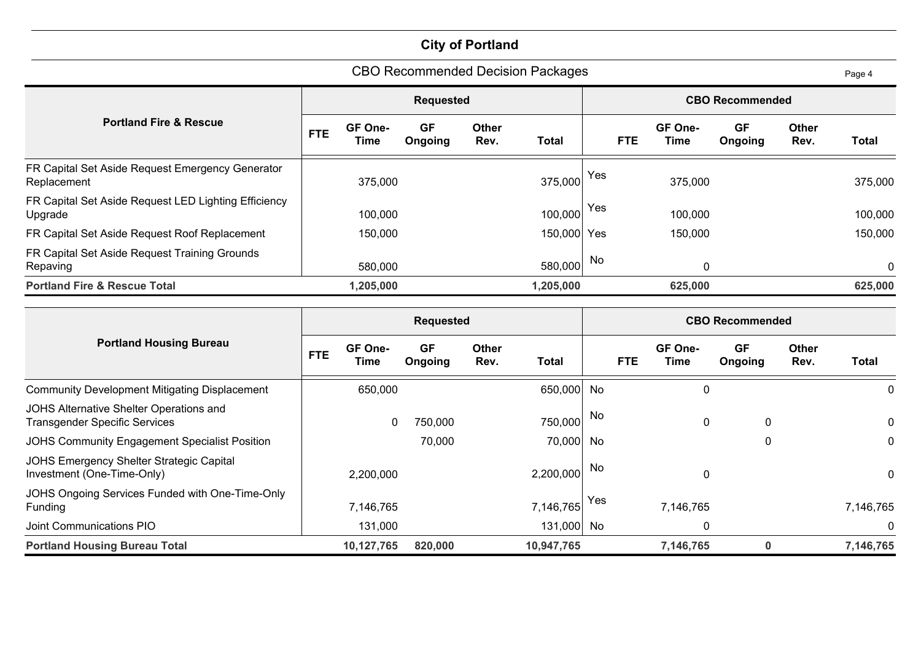# City of Portland

## CBO Recommended Decision Packages

| Portland Fire & Rescue | Requested | | | | | CBO Recommended | | | | | |
|---|---|---|---|---|---|---|---|---|---|---|---|
| | FTE | GF One-Time | GF Ongoing | Other Rev. | Total | | FTE | GF One-Time | GF Ongoing | Other Rev. | Total |
| FR Capital Set Aside Request Emergency Generator Replacement | | 375,000 | | | 375,000 | Yes | | 375,000 | | | 375,000 |
| FR Capital Set Aside Request LED Lighting Efficiency Upgrade | | 100,000 | | | 100,000 | Yes | | 100,000 | | | 100,000 |
| FR Capital Set Aside Request Roof Replacement | | 150,000 | | | 150,000 | Yes | | 150,000 | | | 150,000 |
| FR Capital Set Aside Request Training Grounds Repaving | | 580,000 | | | 580,000 | No | | 0 | | | 0 |
| **Portland Fire & Rescue Total** | | **1,205,000** | | | **1,205,000** | | | **625,000** | | | **625,000** |

| Portland Housing Bureau | Requested | | | | | CBO Recommended | | | | | |
|---|---|---|---|---|---|---|---|---|---|---|---|
| | FTE | GF One-Time | GF Ongoing | Other Rev. | Total | | FTE | GF One-Time | GF Ongoing | Other Rev. | Total |
| Community Development Mitigating Displacement | | 650,000 | | | 650,000 | No | | 0 | | | 0 |
| JOHS Alternative Shelter Operations and Transgender Specific Services | | 0 | 750,000 | | 750,000 | No | | 0 | 0 | | 0 |
| JOHS Community Engagement Specialist Position | | | 70,000 | | 70,000 | No | | | 0 | | 0 |
| JOHS Emergency Shelter Strategic Capital Investment (One-Time-Only) | | 2,200,000 | | | 2,200,000 | No | | 0 | | | 0 |
| JOHS Ongoing Services Funded with One-Time-Only Funding | | 7,146,765 | | | 7,146,765 | Yes | | 7,146,765 | | | 7,146,765 |
| Joint Communications PIO | | 131,000 | | | 131,000 | No | | 0 | | | 0 |
| **Portland Housing Bureau Total** | | **10,127,765** | **820,000** | | **10,947,765** | | | **7,146,765** | **0** | | **7,146,765** |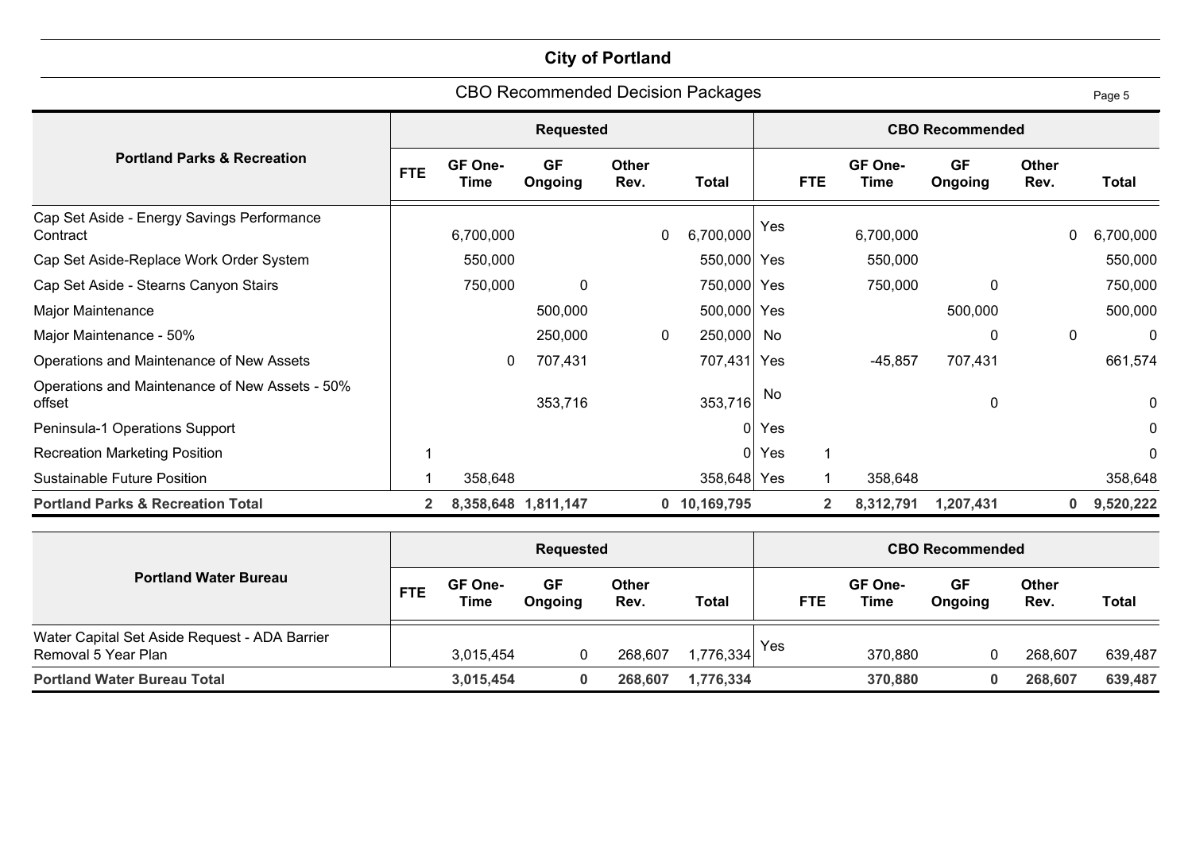# City of Portland

## CBO Recommended Decision Packages

| Portland Parks & Recreation | Requested | | | | | | CBO Recommended | | | | |
|---|---|---|---|---|---|---|---|---|---|---|---|
| | FTE | GF One-Time | GF Ongoing | Other Rev. | Total | | FTE | GF One-Time | GF Ongoing | Other Rev. | Total |
| Cap Set Aside - Energy Savings Performance Contract | | 6,700,000 | | 0 | 6,700,000 | Yes | | 6,700,000 | | 0 | 6,700,000 |
| Cap Set Aside-Replace Work Order System | | 550,000 | | | 550,000 | Yes | | 550,000 | | | 550,000 |
| Cap Set Aside - Stearns Canyon Stairs | | 750,000 | 0 | | 750,000 | Yes | | 750,000 | 0 | | 750,000 |
| Major Maintenance | | | 500,000 | | 500,000 | Yes | | | 500,000 | | 500,000 |
| Major Maintenance - 50% | | | 250,000 | 0 | 250,000 | No | | | 0 | 0 | 0 |
| Operations and Maintenance of New Assets | | 0 | 707,431 | | 707,431 | Yes | | -45,857 | 707,431 | | 661,574 |
| Operations and Maintenance of New Assets - 50% offset | | | 353,716 | | 353,716 | No | | | 0 | | 0 |
| Peninsula-1 Operations Support | | | | | 0 | Yes | | | | | 0 |
| Recreation Marketing Position | 1 | | | | 0 | Yes | 1 | | | | 0 |
| Sustainable Future Position | 1 | 358,648 | | | 358,648 | Yes | 1 | 358,648 | | | 358,648 |
| **Portland Parks & Recreation Total** | **2** | **8,358,648** | **1,811,147** | **0** | **10,169,795** | | **2** | **8,312,791** | **1,207,431** | **0** | **9,520,222** |

| Portland Water Bureau | Requested | | | | | | CBO Recommended | | | | |
|---|---|---|---|---|---|---|---|---|---|---|---|
| | FTE | GF One-Time | GF Ongoing | Other Rev. | Total | | FTE | GF One-Time | GF Ongoing | Other Rev. | Total |
| Water Capital Set Aside Request - ADA Barrier Removal 5 Year Plan | | 3,015,454 | 0 | 268,607 | 1,776,334 | Yes | | 370,880 | 0 | 268,607 | 639,487 |
| **Portland Water Bureau Total** | | **3,015,454** | **0** | **268,607** | **1,776,334** | | | **370,880** | **0** | **268,607** | **639,487** |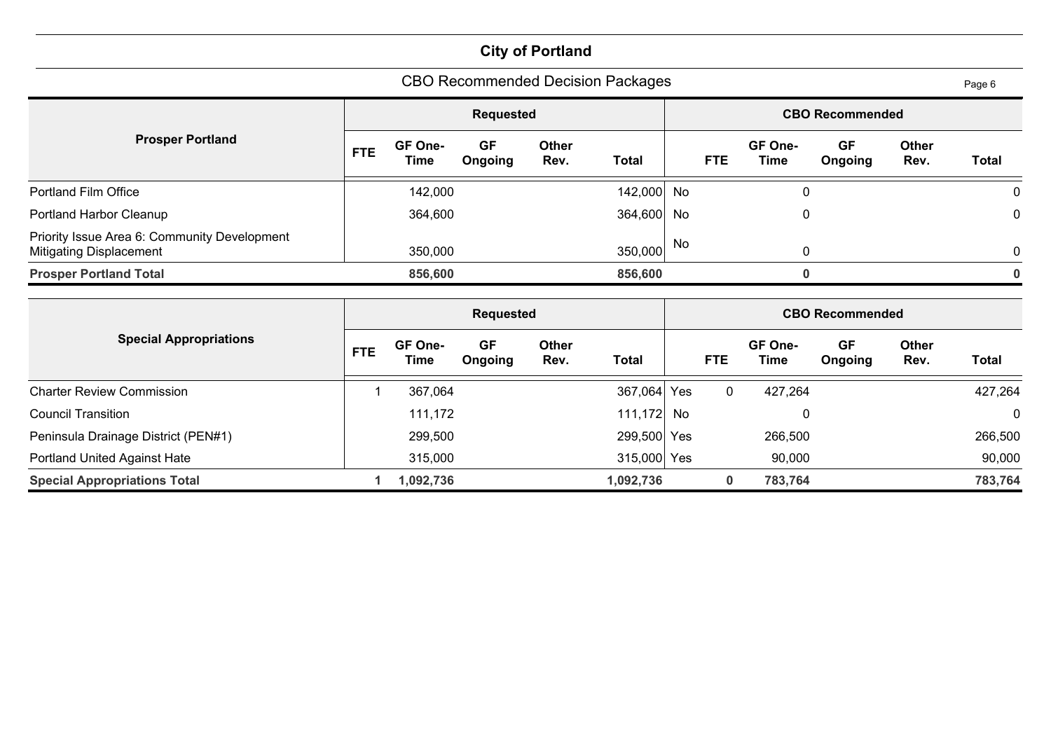# City of Portland

## CBO Recommended Decision Packages

| Prosper Portland | Requested | | | | | | CBO Recommended | | | | |
|---|---|---|---|---|---|---|---|---|---|---|---|
| | FTE | GF One-Time | GF Ongoing | Other Rev. | Total | | FTE | GF One-Time | GF Ongoing | Other Rev. | Total |
| Portland Film Office | | 142,000 | | | 142,000 | No | | 0 | | | 0 |
| Portland Harbor Cleanup | | 364,600 | | | 364,600 | No | | 0 | | | 0 |
| Priority Issue Area 6: Community Development Mitigating Displacement | | 350,000 | | | 350,000 | No | | 0 | | | 0 |
| **Prosper Portland Total** | | **856,600** | | | **856,600** | | | **0** | | | **0** |

| Special Appropriations | Requested | | | | | | CBO Recommended | | | | |
|---|---|---|---|---|---|---|---|---|---|---|---|
| | FTE | GF One-Time | GF Ongoing | Other Rev. | Total | | FTE | GF One-Time | GF Ongoing | Other Rev. | Total |
| Charter Review Commission | 1 | 367,064 | | | 367,064 | Yes | 0 | 427,264 | | | 427,264 |
| Council Transition | | 111,172 | | | 111,172 | No | | 0 | | | 0 |
| Peninsula Drainage District (PEN#1) | | 299,500 | | | 299,500 | Yes | | 266,500 | | | 266,500 |
| Portland United Against Hate | | 315,000 | | | 315,000 | Yes | | 90,000 | | | 90,000 |
| **Special Appropriations Total** | **1** | **1,092,736** | | | **1,092,736** | | **0** | **783,764** | | | **783,764** |